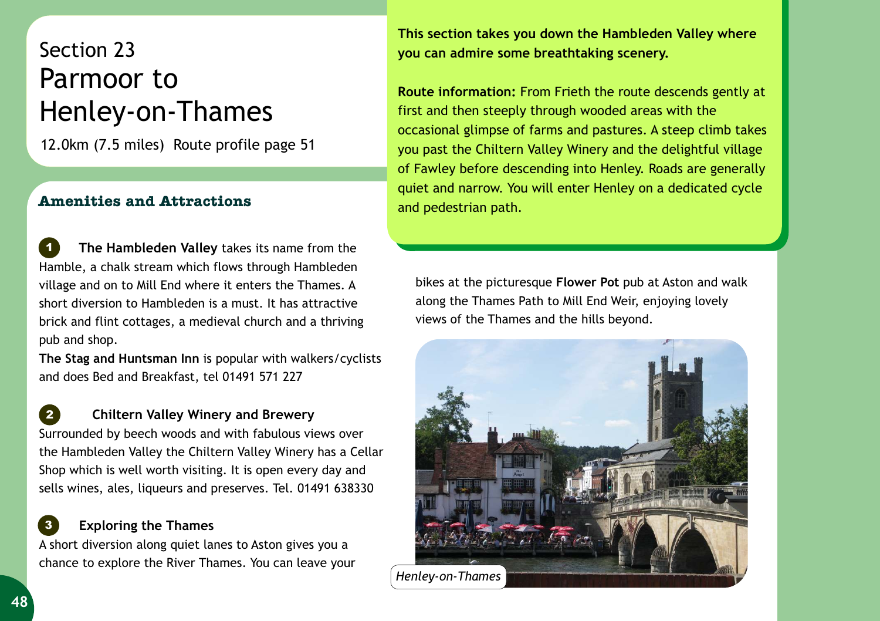Section 23

# Parmoor to Henley-on-Thames

12.0km (7.5 miles) Route profile page 51

**This section takes you down the Hambleden Valley where you can admire some breathtaking scenery.**

**Route information:** From Frieth the route descends gently at first and then steeply through wooded areas with the occasional glimpse of farms and pastures. A steep climb takes you past the Chiltern Valley Winery and the delightful village of Fawley before descending into Henley. Roads are generally quiet and narrow. You will enter Henley on a dedicated cycle and pedestrian path.

## Amenities and Attractions

**1** **The Hambleden Valley** takes its name from the Hamble, a chalk stream which flows through Hambleden village and on to Mill End where it enters the Thames. A short diversion to Hambleden is a must. It has attractive brick and flint cottages, a medieval church and a thriving pub and shop.

**The Stag and Huntsman Inn** is popular with walkers/cyclists and does Bed and Breakfast, tel 01491 571 227

**2** **Chiltern Valley Winery and Brewery**

Surrounded by beech woods and with fabulous views over the Hambleden Valley the Chiltern Valley Winery has a Cellar Shop which is well worth visiting. It is open every day and sells wines, ales, liqueurs and preserves. Tel. 01491 638330

**3** **Exploring the Thames**

A short diversion along quiet lanes to Aston gives you a chance to explore the River Thames. You can leave your bikes at the picturesque **Flower Pot** pub at Aston and walk along the Thames Path to Mill End Weir, enjoying lovely views of the Thames and the hills beyond.

*Henley-on-Thames*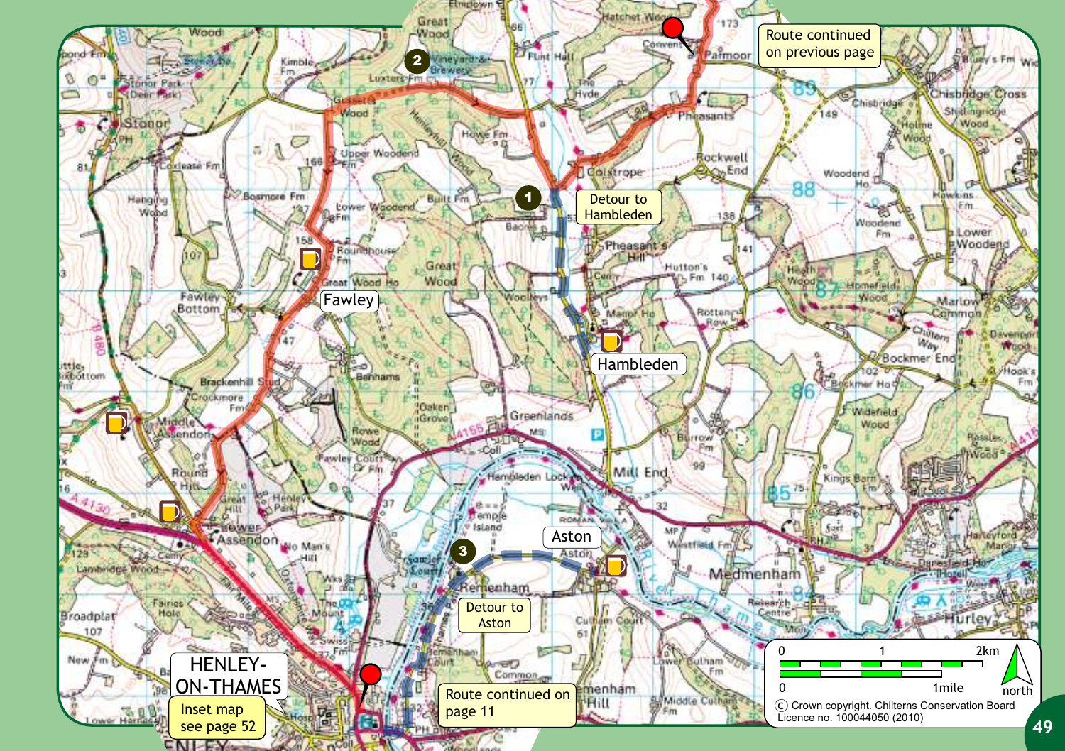Route continued on previous page

Detour to Hambleden

Fawley

Hambleden

Aston

Detour to Aston

HENLEY-ON-THAMES

Inset map see page 52

Route continued on page 11

0 1 2km

0 1mile

north

© Crown copyright. Chilterns Conservation Board Licence no. 100044050 (2010)